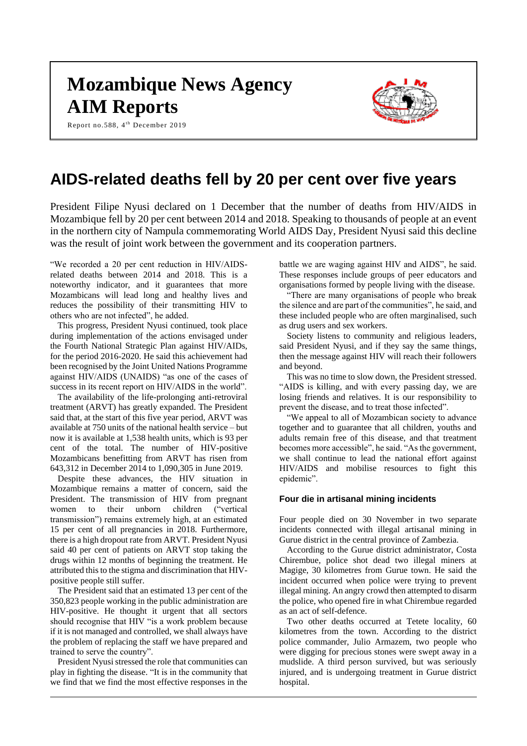# Mozambique News Agency
# AIM Reports

Report no.588, 4th December 2019

## AIDS-related deaths fell by 20 per cent over five years

President Filipe Nyusi declared on 1 December that the number of deaths from HIV/AIDS in Mozambique fell by 20 per cent between 2014 and 2018. Speaking to thousands of people at an event in the northern city of Nampula commemorating World AIDS Day, President Nyusi said this decline was the result of joint work between the government and its cooperation partners.

"We recorded a 20 per cent reduction in HIV/AIDS-related deaths between 2014 and 2018. This is a noteworthy indicator, and it guarantees that more Mozambicans will lead long and healthy lives and reduces the possibility of their transmitting HIV to others who are not infected", he added.

This progress, President Nyusi continued, took place during implementation of the actions envisaged under the Fourth National Strategic Plan against HIV/AIDs, for the period 2016-2020. He said this achievement had been recognised by the Joint United Nations Programme against HIV/AIDS (UNAIDS) "as one of the cases of success in its recent report on HIV/AIDS in the world".

The availability of the life-prolonging anti-retroviral treatment (ARVT) has greatly expanded. The President said that, at the start of this five year period, ARVT was available at 750 units of the national health service – but now it is available at 1,538 health units, which is 93 per cent of the total. The number of HIV-positive Mozambicans benefitting from ARVT has risen from 643,312 in December 2014 to 1,090,305 in June 2019.

Despite these advances, the HIV situation in Mozambique remains a matter of concern, said the President. The transmission of HIV from pregnant women to their unborn children ("vertical transmission") remains extremely high, at an estimated 15 per cent of all pregnancies in 2018. Furthermore, there is a high dropout rate from ARVT. President Nyusi said 40 per cent of patients on ARVT stop taking the drugs within 12 months of beginning the treatment. He attributed this to the stigma and discrimination that HIV-positive people still suffer.

The President said that an estimated 13 per cent of the 350,823 people working in the public administration are HIV-positive. He thought it urgent that all sectors should recognise that HIV "is a work problem because if it is not managed and controlled, we shall always have the problem of replacing the staff we have prepared and trained to serve the country".

President Nyusi stressed the role that communities can play in fighting the disease. "It is in the community that we find that we find the most effective responses in the battle we are waging against HIV and AIDS", he said. These responses include groups of peer educators and organisations formed by people living with the disease.

"There are many organisations of people who break the silence and are part of the communities", he said, and these included people who are often marginalised, such as drug users and sex workers.

Society listens to community and religious leaders, said President Nyusi, and if they say the same things, then the message against HIV will reach their followers and beyond.

This was no time to slow down, the President stressed. "AIDS is killing, and with every passing day, we are losing friends and relatives. It is our responsibility to prevent the disease, and to treat those infected".

"We appeal to all of Mozambican society to advance together and to guarantee that all children, youths and adults remain free of this disease, and that treatment becomes more accessible", he said. "As the government, we shall continue to lead the national effort against HIV/AIDS and mobilise resources to fight this epidemic".

### Four die in artisanal mining incidents

Four people died on 30 November in two separate incidents connected with illegal artisanal mining in Gurue district in the central province of Zambezia.

According to the Gurue district administrator, Costa Chirembue, police shot dead two illegal miners at Magige, 30 kilometres from Gurue town. He said the incident occurred when police were trying to prevent illegal mining. An angry crowd then attempted to disarm the police, who opened fire in what Chirembue regarded as an act of self-defence.

Two other deaths occurred at Tetete locality, 60 kilometres from the town. According to the district police commander, Julio Armazem, two people who were digging for precious stones were swept away in a mudslide. A third person survived, but was seriously injured, and is undergoing treatment in Gurue district hospital.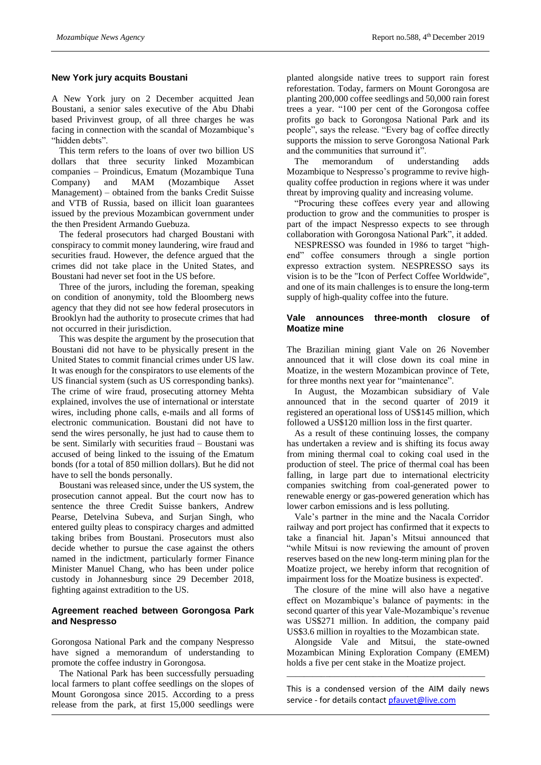## New York jury acquits Boustani

A New York jury on 2 December acquitted Jean Boustani, a senior sales executive of the Abu Dhabi based Privinvest group, of all three charges he was facing in connection with the scandal of Mozambique's "hidden debts".

This term refers to the loans of over two billion US dollars that three security linked Mozambican companies – Proindicus, Ematum (Mozambique Tuna Company) and MAM (Mozambique Asset Management) – obtained from the banks Credit Suisse and VTB of Russia, based on illicit loan guarantees issued by the previous Mozambican government under the then President Armando Guebuza.

The federal prosecutors had charged Boustani with conspiracy to commit money laundering, wire fraud and securities fraud. However, the defence argued that the crimes did not take place in the United States, and Boustani had never set foot in the US before.

Three of the jurors, including the foreman, speaking on condition of anonymity, told the Bloomberg news agency that they did not see how federal prosecutors in Brooklyn had the authority to prosecute crimes that had not occurred in their jurisdiction.

This was despite the argument by the prosecution that Boustani did not have to be physically present in the United States to commit financial crimes under US law. It was enough for the conspirators to use elements of the US financial system (such as US corresponding banks). The crime of wire fraud, prosecuting attorney Mehta explained, involves the use of international or interstate wires, including phone calls, e-mails and all forms of electronic communication. Boustani did not have to send the wires personally, he just had to cause them to be sent. Similarly with securities fraud – Boustani was accused of being linked to the issuing of the Ematum bonds (for a total of 850 million dollars). But he did not have to sell the bonds personally.

Boustani was released since, under the US system, the prosecution cannot appeal. But the court now has to sentence the three Credit Suisse bankers, Andrew Pearse, Detelvina Subeva, and Surjan Singh, who entered guilty pleas to conspiracy charges and admitted taking bribes from Boustani. Prosecutors must also decide whether to pursue the case against the others named in the indictment, particularly former Finance Minister Manuel Chang, who has been under police custody in Johannesburg since 29 December 2018, fighting against extradition to the US.

## Agreement reached between Gorongosa Park and Nespresso

Gorongosa National Park and the company Nespresso have signed a memorandum of understanding to promote the coffee industry in Gorongosa.

The National Park has been successfully persuading local farmers to plant coffee seedlings on the slopes of Mount Gorongosa since 2015. According to a press release from the park, at first 15,000 seedlings were planted alongside native trees to support rain forest reforestation. Today, farmers on Mount Gorongosa are planting 200,000 coffee seedlings and 50,000 rain forest trees a year. "100 per cent of the Gorongosa coffee profits go back to Gorongosa National Park and its people", says the release. "Every bag of coffee directly supports the mission to serve Gorongosa National Park and the communities that surround it".

The memorandum of understanding adds Mozambique to Nespresso's programme to revive high-quality coffee production in regions where it was under threat by improving quality and increasing volume.

"Procuring these coffees every year and allowing production to grow and the communities to prosper is part of the impact Nespresso expects to see through collaboration with Gorongosa National Park", it added.

NESPRESSO was founded in 1986 to target "high-end" coffee consumers through a single portion expresso extraction system. NESPRESSO says its vision is to be the "Icon of Perfect Coffee Worldwide", and one of its main challenges is to ensure the long-term supply of high-quality coffee into the future.

## Vale announces three-month closure of Moatize mine

The Brazilian mining giant Vale on 26 November announced that it will close down its coal mine in Moatize, in the western Mozambican province of Tete, for three months next year for "maintenance".

In August, the Mozambican subsidiary of Vale announced that in the second quarter of 2019 it registered an operational loss of US$145 million, which followed a US$120 million loss in the first quarter.

As a result of these continuing losses, the company has undertaken a review and is shifting its focus away from mining thermal coal to coking coal used in the production of steel. The price of thermal coal has been falling, in large part due to international electricity companies switching from coal-generated power to renewable energy or gas-powered generation which has lower carbon emissions and is less polluting.

Vale's partner in the mine and the Nacala Corridor railway and port project has confirmed that it expects to take a financial hit. Japan's Mitsui announced that "while Mitsui is now reviewing the amount of proven reserves based on the new long-term mining plan for the Moatize project, we hereby inform that recognition of impairment loss for the Moatize business is expected'.

The closure of the mine will also have a negative effect on Mozambique's balance of payments: in the second quarter of this year Vale-Mozambique's revenue was US$271 million. In addition, the company paid US$3.6 million in royalties to the Mozambican state.

Alongside Vale and Mitsui, the state-owned Mozambican Mining Exploration Company (EMEM) holds a five per cent stake in the Moatize project.

---

This is a condensed version of the AIM daily news service - for details contact pfauvet@live.com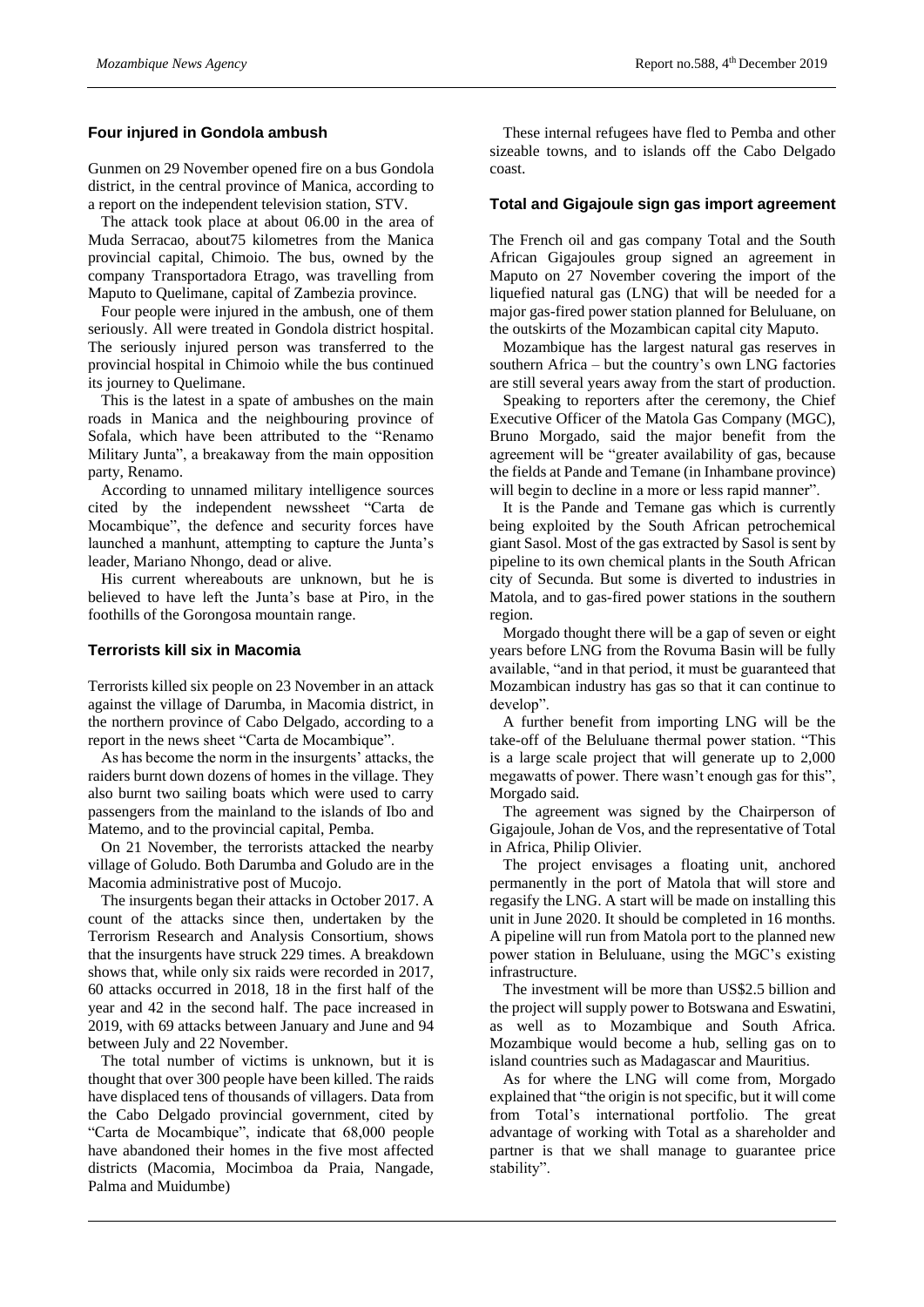## Four injured in Gondola ambush

Gunmen on 29 November opened fire on a bus Gondola district, in the central province of Manica, according to a report on the independent television station, STV.

The attack took place at about 06.00 in the area of Muda Serracao, about75 kilometres from the Manica provincial capital, Chimoio. The bus, owned by the company Transportadora Etrago, was travelling from Maputo to Quelimane, capital of Zambezia province.

Four people were injured in the ambush, one of them seriously. All were treated in Gondola district hospital. The seriously injured person was transferred to the provincial hospital in Chimoio while the bus continued its journey to Quelimane.

This is the latest in a spate of ambushes on the main roads in Manica and the neighbouring province of Sofala, which have been attributed to the "Renamo Military Junta", a breakaway from the main opposition party, Renamo.

According to unnamed military intelligence sources cited by the independent newssheet "Carta de Mocambique", the defence and security forces have launched a manhunt, attempting to capture the Junta's leader, Mariano Nhongo, dead or alive.

His current whereabouts are unknown, but he is believed to have left the Junta's base at Piro, in the foothills of the Gorongosa mountain range.

## Terrorists kill six in Macomia

Terrorists killed six people on 23 November in an attack against the village of Darumba, in Macomia district, in the northern province of Cabo Delgado, according to a report in the news sheet "Carta de Mocambique".

As has become the norm in the insurgents' attacks, the raiders burnt down dozens of homes in the village. They also burnt two sailing boats which were used to carry passengers from the mainland to the islands of Ibo and Matemo, and to the provincial capital, Pemba.

On 21 November, the terrorists attacked the nearby village of Goludo. Both Darumba and Goludo are in the Macomia administrative post of Mucojo.

The insurgents began their attacks in October 2017. A count of the attacks since then, undertaken by the Terrorism Research and Analysis Consortium, shows that the insurgents have struck 229 times. A breakdown shows that, while only six raids were recorded in 2017, 60 attacks occurred in 2018, 18 in the first half of the year and 42 in the second half. The pace increased in 2019, with 69 attacks between January and June and 94 between July and 22 November.

The total number of victims is unknown, but it is thought that over 300 people have been killed. The raids have displaced tens of thousands of villagers. Data from the Cabo Delgado provincial government, cited by "Carta de Mocambique", indicate that 68,000 people have abandoned their homes in the five most affected districts (Macomia, Mocimboa da Praia, Nangade, Palma and Muidumbe)

These internal refugees have fled to Pemba and other sizeable towns, and to islands off the Cabo Delgado coast.

## Total and Gigajoule sign gas import agreement

The French oil and gas company Total and the South African Gigajoules group signed an agreement in Maputo on 27 November covering the import of the liquefied natural gas (LNG) that will be needed for a major gas-fired power station planned for Beluluane, on the outskirts of the Mozambican capital city Maputo.

Mozambique has the largest natural gas reserves in southern Africa – but the country's own LNG factories are still several years away from the start of production.

Speaking to reporters after the ceremony, the Chief Executive Officer of the Matola Gas Company (MGC), Bruno Morgado, said the major benefit from the agreement will be "greater availability of gas, because the fields at Pande and Temane (in Inhambane province) will begin to decline in a more or less rapid manner".

It is the Pande and Temane gas which is currently being exploited by the South African petrochemical giant Sasol. Most of the gas extracted by Sasol is sent by pipeline to its own chemical plants in the South African city of Secunda. But some is diverted to industries in Matola, and to gas-fired power stations in the southern region.

Morgado thought there will be a gap of seven or eight years before LNG from the Rovuma Basin will be fully available, "and in that period, it must be guaranteed that Mozambican industry has gas so that it can continue to develop".

A further benefit from importing LNG will be the take-off of the Beluluane thermal power station. "This is a large scale project that will generate up to 2,000 megawatts of power. There wasn't enough gas for this", Morgado said.

The agreement was signed by the Chairperson of Gigajoule, Johan de Vos, and the representative of Total in Africa, Philip Olivier.

The project envisages a floating unit, anchored permanently in the port of Matola that will store and regasify the LNG. A start will be made on installing this unit in June 2020. It should be completed in 16 months. A pipeline will run from Matola port to the planned new power station in Beluluane, using the MGC's existing infrastructure.

The investment will be more than US$2.5 billion and the project will supply power to Botswana and Eswatini, as well as to Mozambique and South Africa. Mozambique would become a hub, selling gas on to island countries such as Madagascar and Mauritius.

As for where the LNG will come from, Morgado explained that "the origin is not specific, but it will come from Total's international portfolio. The great advantage of working with Total as a shareholder and partner is that we shall manage to guarantee price stability".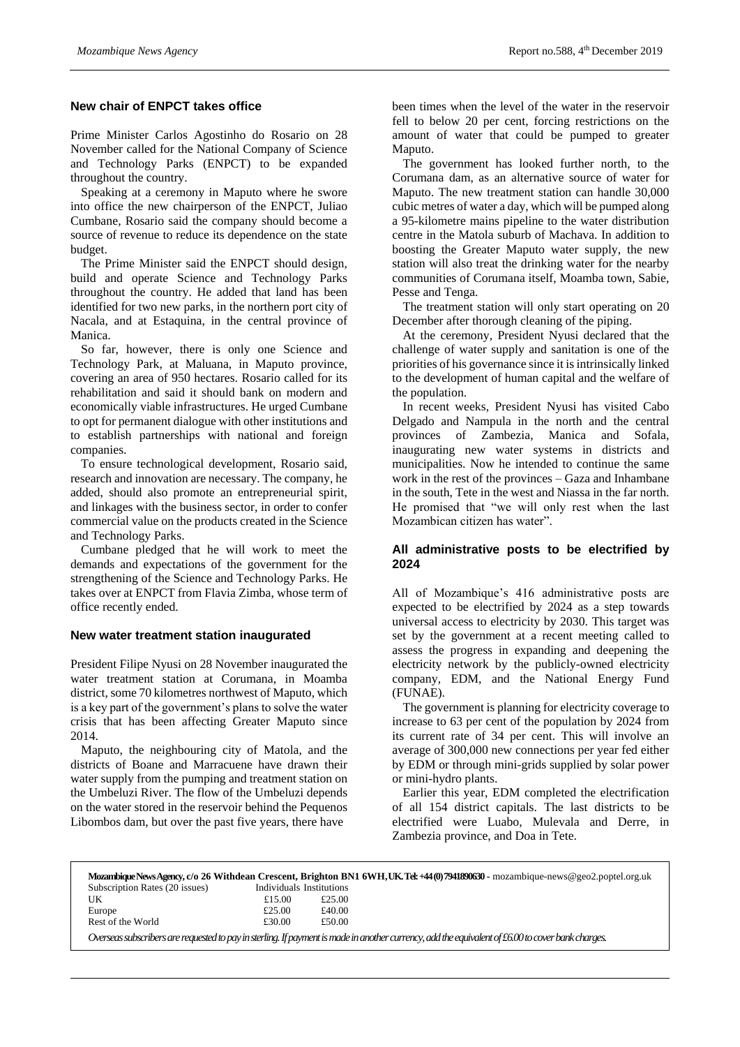## New chair of ENPCT takes office

Prime Minister Carlos Agostinho do Rosario on 28 November called for the National Company of Science and Technology Parks (ENPCT) to be expanded throughout the country.

Speaking at a ceremony in Maputo where he swore into office the new chairperson of the ENPCT, Juliao Cumbane, Rosario said the company should become a source of revenue to reduce its dependence on the state budget.

The Prime Minister said the ENPCT should design, build and operate Science and Technology Parks throughout the country. He added that land has been identified for two new parks, in the northern port city of Nacala, and at Estaquina, in the central province of Manica.

So far, however, there is only one Science and Technology Park, at Maluana, in Maputo province, covering an area of 950 hectares. Rosario called for its rehabilitation and said it should bank on modern and economically viable infrastructures. He urged Cumbane to opt for permanent dialogue with other institutions and to establish partnerships with national and foreign companies.

To ensure technological development, Rosario said, research and innovation are necessary. The company, he added, should also promote an entrepreneurial spirit, and linkages with the business sector, in order to confer commercial value on the products created in the Science and Technology Parks.

Cumbane pledged that he will work to meet the demands and expectations of the government for the strengthening of the Science and Technology Parks. He takes over at ENPCT from Flavia Zimba, whose term of office recently ended.

## New water treatment station inaugurated

President Filipe Nyusi on 28 November inaugurated the water treatment station at Corumana, in Moamba district, some 70 kilometres northwest of Maputo, which is a key part of the government's plans to solve the water crisis that has been affecting Greater Maputo since 2014.

Maputo, the neighbouring city of Matola, and the districts of Boane and Marracuene have drawn their water supply from the pumping and treatment station on the Umbeluzi River. The flow of the Umbeluzi depends on the water stored in the reservoir behind the Pequenos Libombos dam, but over the past five years, there have been times when the level of the water in the reservoir fell to below 20 per cent, forcing restrictions on the amount of water that could be pumped to greater Maputo.

The government has looked further north, to the Corumana dam, as an alternative source of water for Maputo. The new treatment station can handle 30,000 cubic metres of water a day, which will be pumped along a 95-kilometre mains pipeline to the water distribution centre in the Matola suburb of Machava. In addition to boosting the Greater Maputo water supply, the new station will also treat the drinking water for the nearby communities of Corumana itself, Moamba town, Sabie, Pesse and Tenga.

The treatment station will only start operating on 20 December after thorough cleaning of the piping.

At the ceremony, President Nyusi declared that the challenge of water supply and sanitation is one of the priorities of his governance since it is intrinsically linked to the development of human capital and the welfare of the population.

In recent weeks, President Nyusi has visited Cabo Delgado and Nampula in the north and the central provinces of Zambezia, Manica and Sofala, inaugurating new water systems in districts and municipalities. Now he intended to continue the same work in the rest of the provinces – Gaza and Inhambane in the south, Tete in the west and Niassa in the far north. He promised that "we will only rest when the last Mozambican citizen has water".

## All administrative posts to be electrified by 2024

All of Mozambique's 416 administrative posts are expected to be electrified by 2024 as a step towards universal access to electricity by 2030. This target was set by the government at a recent meeting called to assess the progress in expanding and deepening the electricity network by the publicly-owned electricity company, EDM, and the National Energy Fund (FUNAE).

The government is planning for electricity coverage to increase to 63 per cent of the population by 2024 from its current rate of 34 per cent. This will involve an average of 300,000 new connections per year fed either by EDM or through mini-grids supplied by solar power or mini-hydro plants.

Earlier this year, EDM completed the electrification of all 154 district capitals. The last districts to be electrified were Luabo, Mulevala and Derre, in Zambezia province, and Doa in Tete.

**Mozambique News Agency, c/o 26 Withdean Crescent, Brighton BN1 6WH, UK. Tel: +44 (0) 7941890630 -** mozambique-news@geo2.poptel.org.uk

| Subscription Rates (20 issues) | Individuals | Institutions |
|---|---|---|
| UK | £15.00 | £25.00 |
| Europe | £25.00 | £40.00 |
| Rest of the World | £30.00 | £50.00 |

*Overseas subscribers are requested to pay in sterling. If payment is made in another currency, add the equivalent of £6.00 to cover bank charges.*